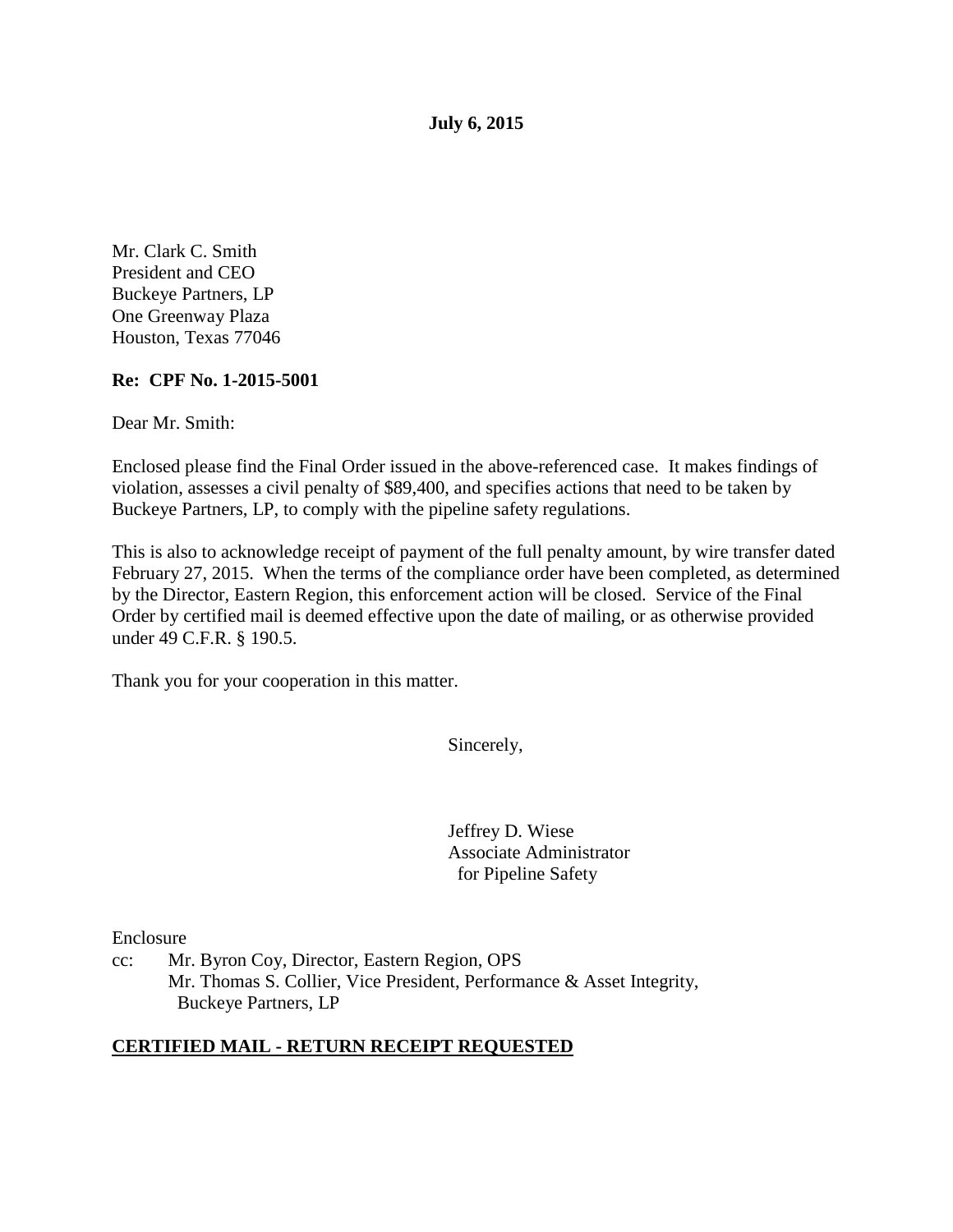**July 6, 2015**

Mr. Clark C. Smith
President and CEO
Buckeye Partners, LP
One Greenway Plaza
Houston, Texas 77046

**Re: CPF No. 1-2015-5001**

Dear Mr. Smith:

Enclosed please find the Final Order issued in the above-referenced case. It makes findings of violation, assesses a civil penalty of $89,400, and specifies actions that need to be taken by Buckeye Partners, LP, to comply with the pipeline safety regulations.

This is also to acknowledge receipt of payment of the full penalty amount, by wire transfer dated February 27, 2015. When the terms of the compliance order have been completed, as determined by the Director, Eastern Region, this enforcement action will be closed. Service of the Final Order by certified mail is deemed effective upon the date of mailing, or as otherwise provided under 49 C.F.R. § 190.5.

Thank you for your cooperation in this matter.

Sincerely,

Jeffrey D. Wiese
Associate Administrator
for Pipeline Safety

Enclosure

cc: Mr. Byron Coy, Director, Eastern Region, OPS
Mr. Thomas S. Collier, Vice President, Performance & Asset Integrity, Buckeye Partners, LP

**CERTIFIED MAIL - RETURN RECEIPT REQUESTED**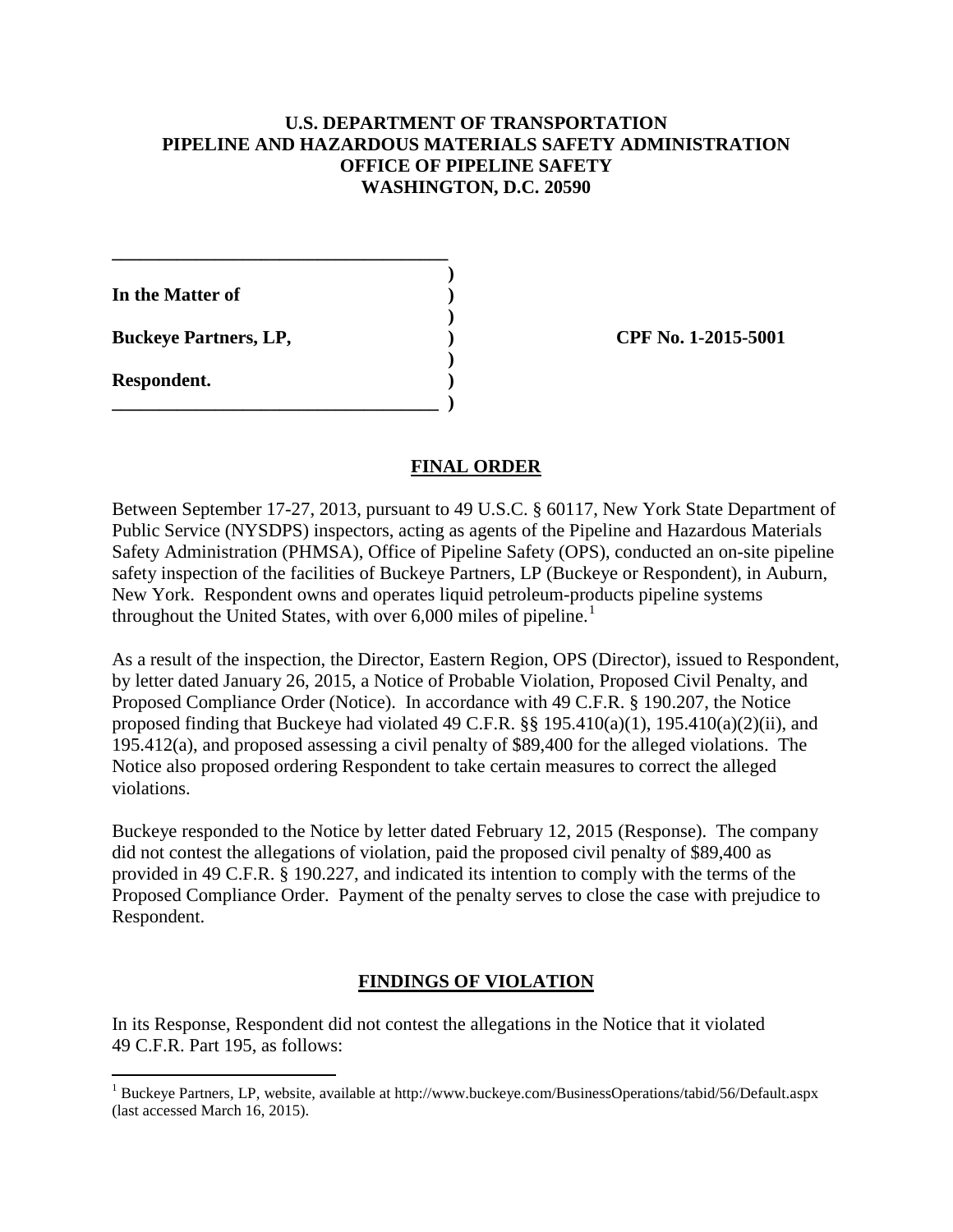**U.S. DEPARTMENT OF TRANSPORTATION**
**PIPELINE AND HAZARDOUS MATERIALS SAFETY ADMINISTRATION**
**OFFICE OF PIPELINE SAFETY**
**WASHINGTON, D.C. 20590**

**In the Matter of**

**Buckeye Partners, LP,** **CPF No. 1-2015-5001**

**Respondent.**

## FINAL ORDER

Between September 17-27, 2013, pursuant to 49 U.S.C. § 60117, New York State Department of Public Service (NYSDPS) inspectors, acting as agents of the Pipeline and Hazardous Materials Safety Administration (PHMSA), Office of Pipeline Safety (OPS), conducted an on-site pipeline safety inspection of the facilities of Buckeye Partners, LP (Buckeye or Respondent), in Auburn, New York. Respondent owns and operates liquid petroleum-products pipeline systems throughout the United States, with over 6,000 miles of pipeline.[1]

As a result of the inspection, the Director, Eastern Region, OPS (Director), issued to Respondent, by letter dated January 26, 2015, a Notice of Probable Violation, Proposed Civil Penalty, and Proposed Compliance Order (Notice). In accordance with 49 C.F.R. § 190.207, the Notice proposed finding that Buckeye had violated 49 C.F.R. §§ 195.410(a)(1), 195.410(a)(2)(ii), and 195.412(a), and proposed assessing a civil penalty of $89,400 for the alleged violations. The Notice also proposed ordering Respondent to take certain measures to correct the alleged violations.

Buckeye responded to the Notice by letter dated February 12, 2015 (Response). The company did not contest the allegations of violation, paid the proposed civil penalty of $89,400 as provided in 49 C.F.R. § 190.227, and indicated its intention to comply with the terms of the Proposed Compliance Order. Payment of the penalty serves to close the case with prejudice to Respondent.

## FINDINGS OF VIOLATION

In its Response, Respondent did not contest the allegations in the Notice that it violated 49 C.F.R. Part 195, as follows:

[1] Buckeye Partners, LP, website, available at http://www.buckeye.com/BusinessOperations/tabid/56/Default.aspx (last accessed March 16, 2015).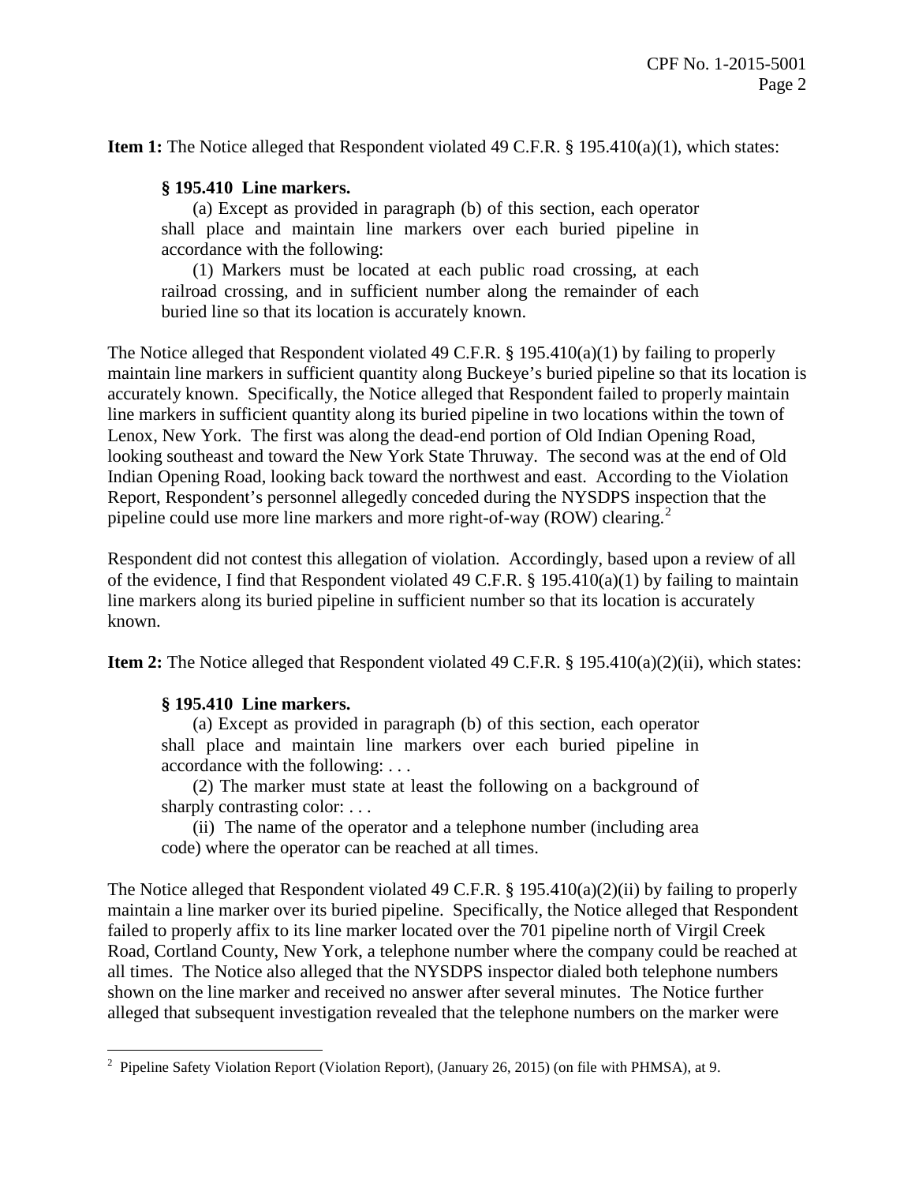**Item 1:** The Notice alleged that Respondent violated 49 C.F.R. § 195.410(a)(1), which states:

> **§ 195.410 Line markers.**
>
> (a) Except as provided in paragraph (b) of this section, each operator shall place and maintain line markers over each buried pipeline in accordance with the following:
>
> (1) Markers must be located at each public road crossing, at each railroad crossing, and in sufficient number along the remainder of each buried line so that its location is accurately known.

The Notice alleged that Respondent violated 49 C.F.R. § 195.410(a)(1) by failing to properly maintain line markers in sufficient quantity along Buckeye's buried pipeline so that its location is accurately known. Specifically, the Notice alleged that Respondent failed to properly maintain line markers in sufficient quantity along its buried pipeline in two locations within the town of Lenox, New York. The first was along the dead-end portion of Old Indian Opening Road, looking southeast and toward the New York State Thruway. The second was at the end of Old Indian Opening Road, looking back toward the northwest and east. According to the Violation Report, Respondent's personnel allegedly conceded during the NYSDPS inspection that the pipeline could use more line markers and more right-of-way (ROW) clearing.[2]

Respondent did not contest this allegation of violation. Accordingly, based upon a review of all of the evidence, I find that Respondent violated 49 C.F.R. § 195.410(a)(1) by failing to maintain line markers along its buried pipeline in sufficient number so that its location is accurately known.

**Item 2:** The Notice alleged that Respondent violated 49 C.F.R. § 195.410(a)(2)(ii), which states:

> **§ 195.410 Line markers.**
>
> (a) Except as provided in paragraph (b) of this section, each operator shall place and maintain line markers over each buried pipeline in accordance with the following: . . .
>
> (2) The marker must state at least the following on a background of sharply contrasting color: . . .
>
> (ii) The name of the operator and a telephone number (including area code) where the operator can be reached at all times.

The Notice alleged that Respondent violated 49 C.F.R. § 195.410(a)(2)(ii) by failing to properly maintain a line marker over its buried pipeline. Specifically, the Notice alleged that Respondent failed to properly affix to its line marker located over the 701 pipeline north of Virgil Creek Road, Cortland County, New York, a telephone number where the company could be reached at all times. The Notice also alleged that the NYSDPS inspector dialed both telephone numbers shown on the line marker and received no answer after several minutes. The Notice further alleged that subsequent investigation revealed that the telephone numbers on the marker were

[2] Pipeline Safety Violation Report (Violation Report), (January 26, 2015) (on file with PHMSA), at 9.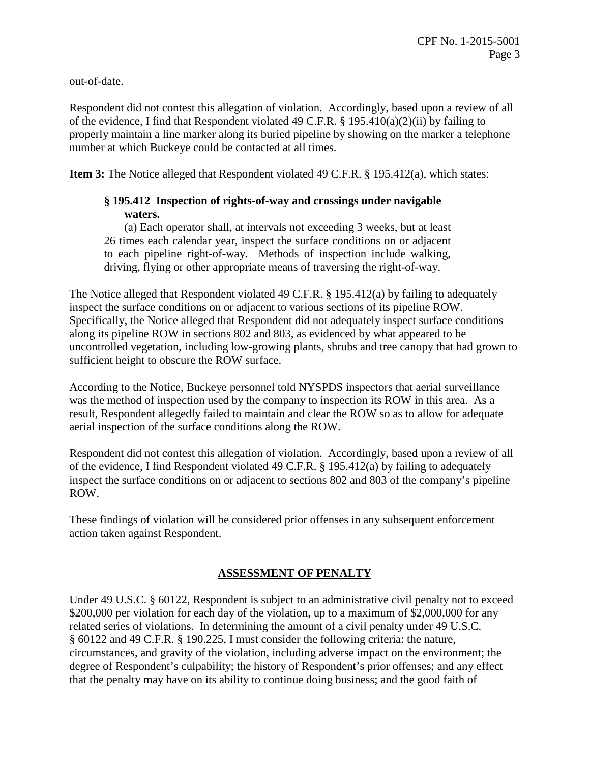out-of-date.

Respondent did not contest this allegation of violation. Accordingly, based upon a review of all of the evidence, I find that Respondent violated 49 C.F.R. § 195.410(a)(2)(ii) by failing to properly maintain a line marker along its buried pipeline by showing on the marker a telephone number at which Buckeye could be contacted at all times.

**Item 3:** The Notice alleged that Respondent violated 49 C.F.R. § 195.412(a), which states:

> **§ 195.412 Inspection of rights-of-way and crossings under navigable waters.**
>
> (a) Each operator shall, at intervals not exceeding 3 weeks, but at least 26 times each calendar year, inspect the surface conditions on or adjacent to each pipeline right-of-way. Methods of inspection include walking, driving, flying or other appropriate means of traversing the right-of-way.

The Notice alleged that Respondent violated 49 C.F.R. § 195.412(a) by failing to adequately inspect the surface conditions on or adjacent to various sections of its pipeline ROW. Specifically, the Notice alleged that Respondent did not adequately inspect surface conditions along its pipeline ROW in sections 802 and 803, as evidenced by what appeared to be uncontrolled vegetation, including low-growing plants, shrubs and tree canopy that had grown to sufficient height to obscure the ROW surface.

According to the Notice, Buckeye personnel told NYSPDS inspectors that aerial surveillance was the method of inspection used by the company to inspection its ROW in this area. As a result, Respondent allegedly failed to maintain and clear the ROW so as to allow for adequate aerial inspection of the surface conditions along the ROW.

Respondent did not contest this allegation of violation. Accordingly, based upon a review of all of the evidence, I find Respondent violated 49 C.F.R. § 195.412(a) by failing to adequately inspect the surface conditions on or adjacent to sections 802 and 803 of the company's pipeline ROW.

These findings of violation will be considered prior offenses in any subsequent enforcement action taken against Respondent.

## ASSESSMENT OF PENALTY

Under 49 U.S.C. § 60122, Respondent is subject to an administrative civil penalty not to exceed $200,000 per violation for each day of the violation, up to a maximum of $2,000,000 for any related series of violations. In determining the amount of a civil penalty under 49 U.S.C. § 60122 and 49 C.F.R. § 190.225, I must consider the following criteria: the nature, circumstances, and gravity of the violation, including adverse impact on the environment; the degree of Respondent's culpability; the history of Respondent's prior offenses; and any effect that the penalty may have on its ability to continue doing business; and the good faith of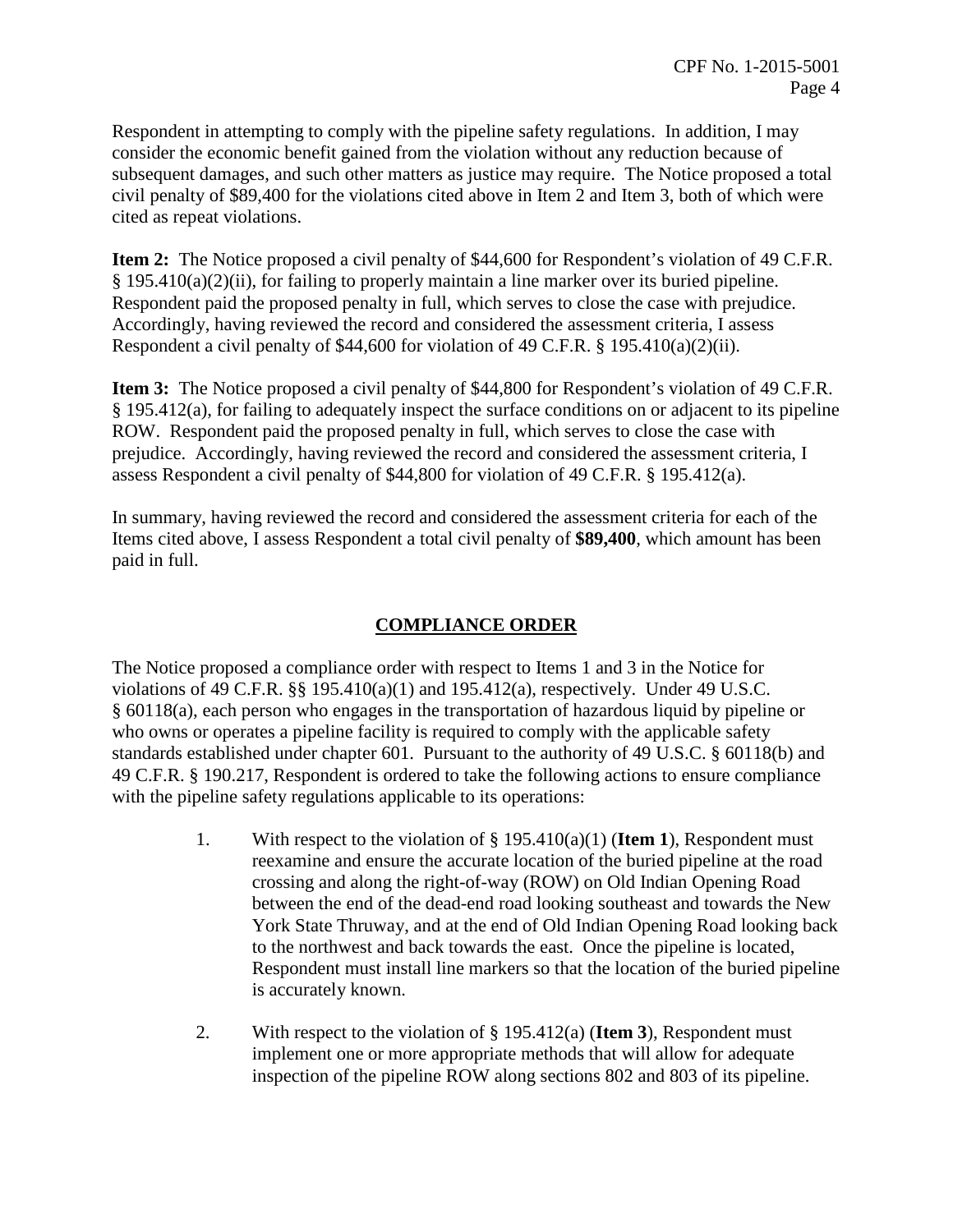Respondent in attempting to comply with the pipeline safety regulations. In addition, I may consider the economic benefit gained from the violation without any reduction because of subsequent damages, and such other matters as justice may require. The Notice proposed a total civil penalty of $89,400 for the violations cited above in Item 2 and Item 3, both of which were cited as repeat violations.

**Item 2:** The Notice proposed a civil penalty of $44,600 for Respondent's violation of 49 C.F.R. § 195.410(a)(2)(ii), for failing to properly maintain a line marker over its buried pipeline. Respondent paid the proposed penalty in full, which serves to close the case with prejudice. Accordingly, having reviewed the record and considered the assessment criteria, I assess Respondent a civil penalty of $44,600 for violation of 49 C.F.R. § 195.410(a)(2)(ii).

**Item 3:** The Notice proposed a civil penalty of $44,800 for Respondent's violation of 49 C.F.R. § 195.412(a), for failing to adequately inspect the surface conditions on or adjacent to its pipeline ROW. Respondent paid the proposed penalty in full, which serves to close the case with prejudice. Accordingly, having reviewed the record and considered the assessment criteria, I assess Respondent a civil penalty of $44,800 for violation of 49 C.F.R. § 195.412(a).

In summary, having reviewed the record and considered the assessment criteria for each of the Items cited above, I assess Respondent a total civil penalty of **$89,400**, which amount has been paid in full.

## COMPLIANCE ORDER

The Notice proposed a compliance order with respect to Items 1 and 3 in the Notice for violations of 49 C.F.R. §§ 195.410(a)(1) and 195.412(a), respectively. Under 49 U.S.C. § 60118(a), each person who engages in the transportation of hazardous liquid by pipeline or who owns or operates a pipeline facility is required to comply with the applicable safety standards established under chapter 601. Pursuant to the authority of 49 U.S.C. § 60118(b) and 49 C.F.R. § 190.217, Respondent is ordered to take the following actions to ensure compliance with the pipeline safety regulations applicable to its operations:

1. With respect to the violation of § 195.410(a)(1) (**Item 1**), Respondent must reexamine and ensure the accurate location of the buried pipeline at the road crossing and along the right-of-way (ROW) on Old Indian Opening Road between the end of the dead-end road looking southeast and towards the New York State Thruway, and at the end of Old Indian Opening Road looking back to the northwest and back towards the east. Once the pipeline is located, Respondent must install line markers so that the location of the buried pipeline is accurately known.

2. With respect to the violation of § 195.412(a) (**Item 3**), Respondent must implement one or more appropriate methods that will allow for adequate inspection of the pipeline ROW along sections 802 and 803 of its pipeline.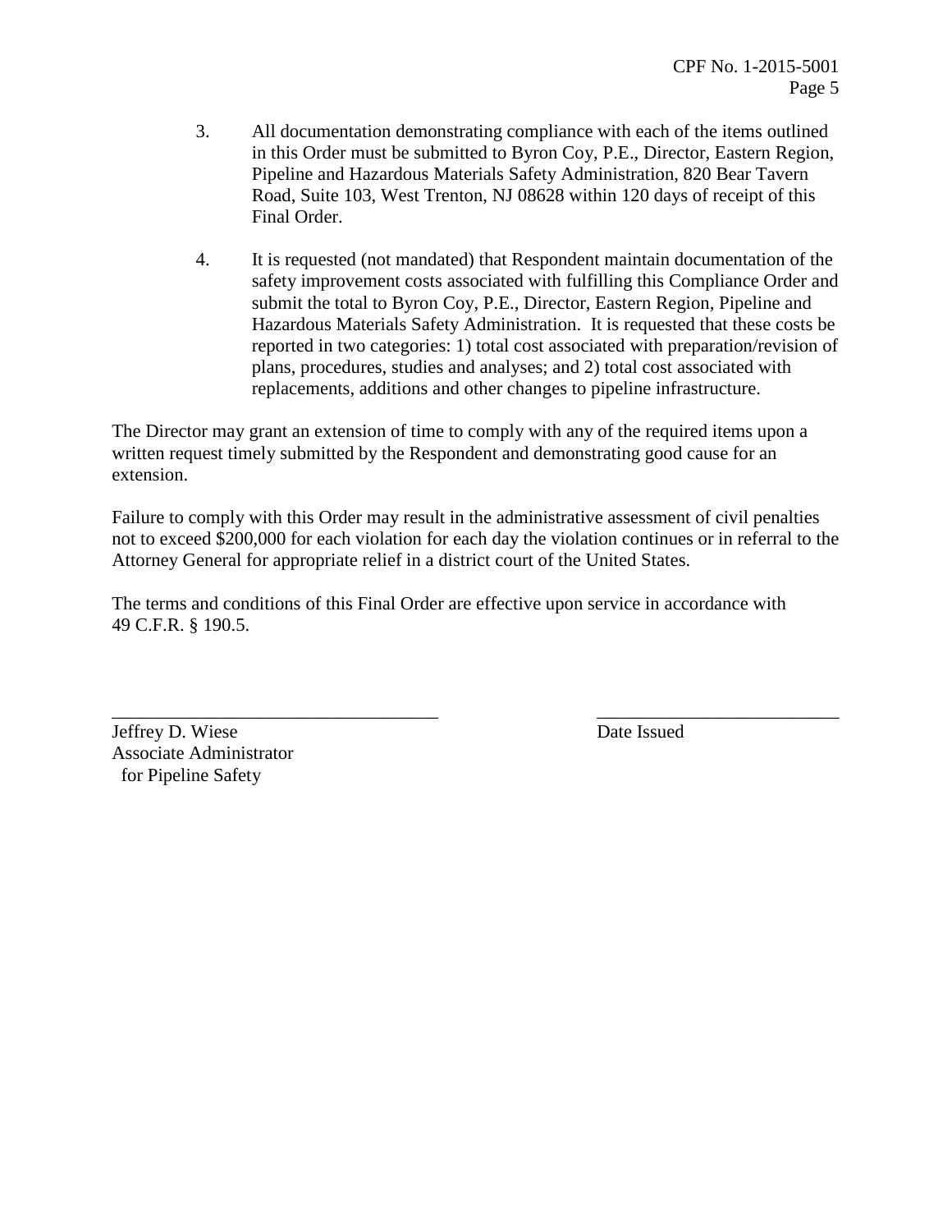3. All documentation demonstrating compliance with each of the items outlined in this Order must be submitted to Byron Coy, P.E., Director, Eastern Region, Pipeline and Hazardous Materials Safety Administration, 820 Bear Tavern Road, Suite 103, West Trenton, NJ 08628 within 120 days of receipt of this Final Order.

4. It is requested (not mandated) that Respondent maintain documentation of the safety improvement costs associated with fulfilling this Compliance Order and submit the total to Byron Coy, P.E., Director, Eastern Region, Pipeline and Hazardous Materials Safety Administration. It is requested that these costs be reported in two categories: 1) total cost associated with preparation/revision of plans, procedures, studies and analyses; and 2) total cost associated with replacements, additions and other changes to pipeline infrastructure.

The Director may grant an extension of time to comply with any of the required items upon a written request timely submitted by the Respondent and demonstrating good cause for an extension.

Failure to comply with this Order may result in the administrative assessment of civil penalties not to exceed $200,000 for each violation for each day the violation continues or in referral to the Attorney General for appropriate relief in a district court of the United States.

The terms and conditions of this Final Order are effective upon service in accordance with 49 C.F.R. § 190.5.

\_\_\_\_\_\_\_\_\_\_\_\_\_\_\_\_\_\_\_\_\_\_\_\_\_\_\_\_\_\_\_\_\_\_\_\_
Jeffrey D. Wiese
Associate Administrator
for Pipeline Safety

\_\_\_\_\_\_\_\_\_\_\_\_\_\_\_\_\_\_\_\_\_\_\_\_\_\_\_
Date Issued